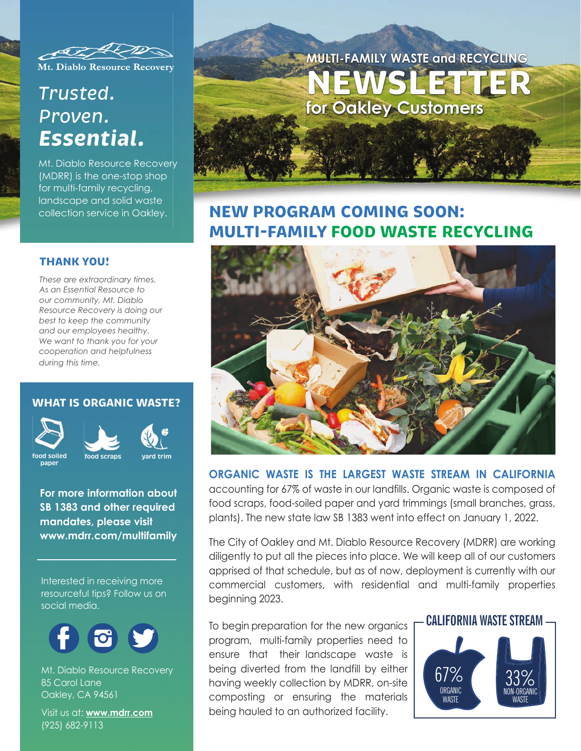# MULTI-FAMILY WASTE and RECYCLING NEWSLETTER for Oakley Customers

Mt. Diablo Resource Recovery

*Trusted.*
*Proven.*
***Essential.***

Mt. Diablo Resource Recovery (MDRR) is the one-stop shop for multi-family recycling, landscape and solid waste collection service in Oakley.

### THANK YOU!

*These are extraordinary times. As an Essential Resource to our community, Mt. Diablo Resource Recovery is doing our best to keep the community and our employees healthy. We want to thank you for your cooperation and helpfulness during this time.*

### WHAT IS ORGANIC WASTE?

- food soiled paper
- food scraps
- yard trim

**For more information about SB 1383 and other required mandates, please visit www.mdrr.com/multifamily**

Interested in receiving more resourceful tips? Follow us on social media.

Mt. Diablo Resource Recovery
85 Carol Lane
Oakley, CA 94561

Visit us at: **www.mdrr.com**
(925) 682-9113

## NEW PROGRAM COMING SOON: MULTI-FAMILY FOOD WASTE RECYCLING

**ORGANIC WASTE IS THE LARGEST WASTE STREAM IN CALIFORNIA** accounting for 67% of waste in our landfills. Organic waste is composed of food scraps, food-soiled paper and yard trimmings (small branches, grass, plants). The new state law SB 1383 went into effect on January 1, 2022.

The City of Oakley and Mt. Diablo Resource Recovery (MDRR) are working diligently to put all the pieces into place. We will keep all of our customers apprised of that schedule, but as of now, deployment is currently with our commercial customers, with residential and multi-family properties beginning 2023.

To begin preparation for the new organics program, multi-family properties need to ensure that their landscape waste is being diverted from the landfill by either having weekly collection by MDRR, on-site composting or ensuring the materials being hauled to an authorized facility.

**CALIFORNIA WASTE STREAM**

- 67% ORGANIC WASTE
- 33% NON-ORGANIC WASTE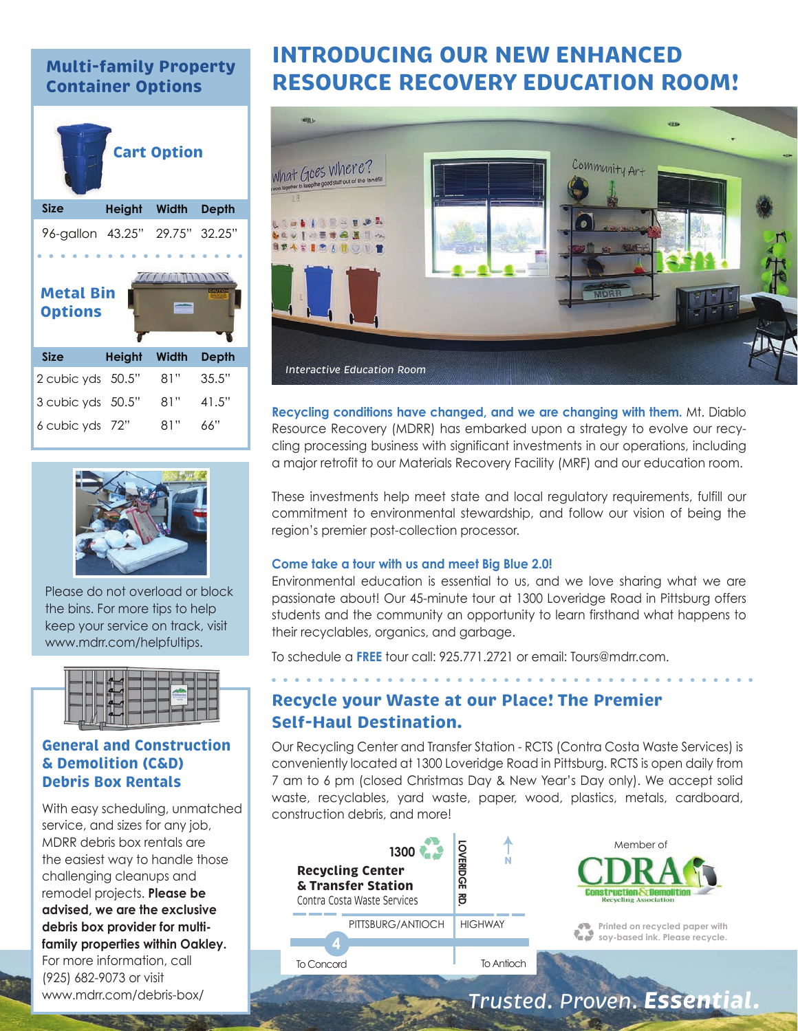## Multi-family Property Container Options

### Cart Option

| Size | Height | Width | Depth |
|---|---|---|---|
| 96-gallon | 43.25" | 29.75" | 32.25" |

### Metal Bin Options

| Size | Height | Width | Depth |
|---|---|---|---|
| 2 cubic yds | 50.5" | 81" | 35.5" |
| 3 cubic yds | 50.5" | 81" | 41.5" |
| 6 cubic yds | 72" | 81" | 66" |

Please do not overload or block the bins. For more tips to help keep your service on track, visit www.mdrr.com/helpfultips.

### General and Construction & Demolition (C&D) Debris Box Rentals

With easy scheduling, unmatched service, and sizes for any job, MDRR debris box rentals are the easiest way to handle those challenging cleanups and remodel projects. **Please be advised, we are the exclusive debris box provider for multi-family properties within Oakley.** For more information, call (925) 682-9073 or visit www.mdrr.com/debris-box/

# INTRODUCING OUR NEW ENHANCED RESOURCE RECOVERY EDUCATION ROOM!

What Goes Where?

Community Art

*Interactive Education Room*

**Recycling conditions have changed, and we are changing with them.** Mt. Diablo Resource Recovery (MDRR) has embarked upon a strategy to evolve our recycling processing business with significant investments in our operations, including a major retrofit to our Materials Recovery Facility (MRF) and our education room.

These investments help meet state and local regulatory requirements, fulfill our commitment to environmental stewardship, and follow our vision of being the region's premier post-collection processor.

**Come take a tour with us and meet Big Blue 2.0!**

Environmental education is essential to us, and we love sharing what we are passionate about! Our 45-minute tour at 1300 Loveridge Road in Pittsburg offers students and the community an opportunity to learn firsthand what happens to their recyclables, organics, and garbage.

To schedule a **FREE** tour call: 925.771.2721 or email: Tours@mdrr.com.

## Recycle your Waste at our Place! The Premier Self-Haul Destination.

Our Recycling Center and Transfer Station - RCTS (Contra Costa Waste Services) is conveniently located at 1300 Loveridge Road in Pittsburg. RCTS is open daily from 7 am to 6 pm (closed Christmas Day & New Year's Day only). We accept solid waste, recyclables, yard waste, paper, wood, plastics, metals, cardboard, construction debris, and more!

1300
**Recycling Center & Transfer Station**
Contra Costa Waste Services
LOVERIDGE RD.
N
PITTSBURG/ANTIOCH HIGHWAY
4
To Concord
To Antioch

Member of CDRA Construction & Demolition Recycling Association

Printed on recycled paper with soy-based ink. Please recycle.

*Trusted. Proven.* ***Essential.***